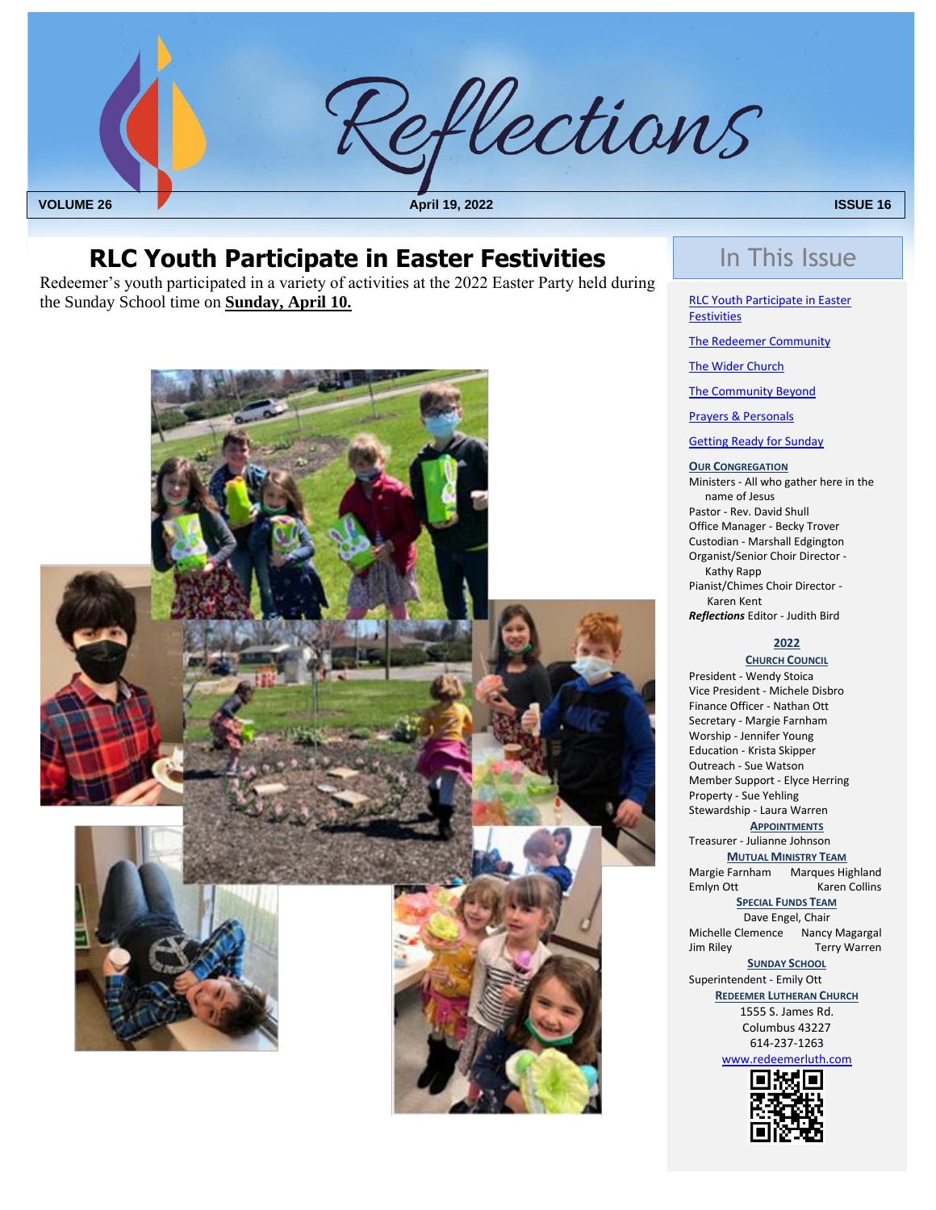# Reflections

**VOLUME 26** April 19, 2022 **ISSUE 16**

## RLC Youth Participate in Easter Festivities

Redeemer's youth participated in a variety of activities at the 2022 Easter Party held during the Sunday School time on **Sunday, April 10.**

## In This Issue

- RLC Youth Participate in Easter Festivities
- The Redeemer Community
- The Wider Church
- The Community Beyond
- Prayers & Personals
- Getting Ready for Sunday

**OUR CONGREGATION**

Ministers - All who gather here in the name of Jesus
Pastor - Rev. David Shull
Office Manager - Becky Trover
Custodian - Marshall Edgington
Organist/Senior Choir Director - Kathy Rapp
Pianist/Chimes Choir Director - Karen Kent
***Reflections*** Editor - Judith Bird

**2022**

**CHURCH COUNCIL**

President - Wendy Stoica
Vice President - Michele Disbro
Finance Officer - Nathan Ott
Secretary - Margie Farnham
Worship - Jennifer Young
Education - Krista Skipper
Outreach - Sue Watson
Member Support - Elyce Herring
Property - Sue Yehling
Stewardship - Laura Warren

**APPOINTMENTS**

Treasurer - Julianne Johnson

**MUTUAL MINISTRY TEAM**

Margie Farnham, Marques Highland, Emlyn Ott, Karen Collins

**SPECIAL FUNDS TEAM**

Dave Engel, Chair
Michelle Clemence, Nancy Magargal, Jim Riley, Terry Warren

**SUNDAY SCHOOL**

Superintendent - Emily Ott

**REDEEMER LUTHERAN CHURCH**

1555 S. James Rd.
Columbus 43227
614-237-1263
www.redeemerluth.com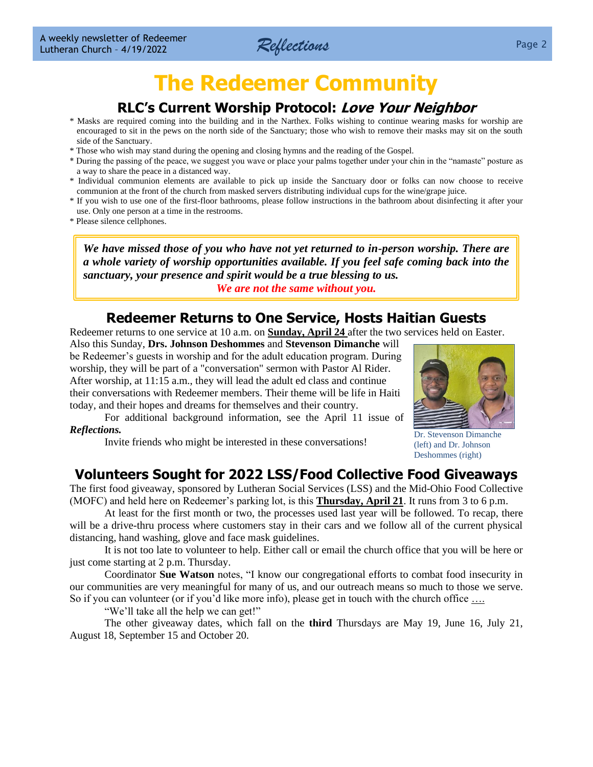# The Redeemer Community

## RLC's Current Worship Protocol: *Love Your Neighbor*

* Masks are required coming into the building and in the Narthex. Folks wishing to continue wearing masks for worship are encouraged to sit in the pews on the north side of the Sanctuary; those who wish to remove their masks may sit on the south side of the Sanctuary.
* Those who wish may stand during the opening and closing hymns and the reading of the Gospel.
* During the passing of the peace, we suggest you wave or place your palms together under your chin in the "namaste" posture as a way to share the peace in a distanced way.
* Individual communion elements are available to pick up inside the Sanctuary door or folks can now choose to receive communion at the front of the church from masked servers distributing individual cups for the wine/grape juice.
* If you wish to use one of the first-floor bathrooms, please follow instructions in the bathroom about disinfecting it after your use. Only one person at a time in the restrooms.
* Please silence cellphones.

***We have missed those of you who have not yet returned to in-person worship. There are a whole variety of worship opportunities available. If you feel safe coming back into the sanctuary, your presence and spirit would be a true blessing to us.***

***We are not the same without you.***

## Redeemer Returns to One Service, Hosts Haitian Guests

Redeemer returns to one service at 10 a.m. on **Sunday, April 24** after the two services held on Easter. Also this Sunday, **Drs. Johnson Deshommes** and **Stevenson Dimanche** will be Redeemer's guests in worship and for the adult education program. During worship, they will be part of a "conversation" sermon with Pastor Al Rider. After worship, at 11:15 a.m., they will lead the adult ed class and continue their conversations with Redeemer members. Their theme will be life in Haiti today, and their hopes and dreams for themselves and their country.

For additional background information, see the April 11 issue of ***Reflections.***

Invite friends who might be interested in these conversations!

Dr. Stevenson Dimanche (left) and Dr. Johnson Deshommes (right)

## Volunteers Sought for 2022 LSS/Food Collective Food Giveaways

The first food giveaway, sponsored by Lutheran Social Services (LSS) and the Mid-Ohio Food Collective (MOFC) and held here on Redeemer's parking lot, is this **Thursday, April 21**. It runs from 3 to 6 p.m.

At least for the first month or two, the processes used last year will be followed. To recap, there will be a drive-thru process where customers stay in their cars and we follow all of the current physical distancing, hand washing, glove and face mask guidelines.

It is not too late to volunteer to help. Either call or email the church office that you will be here or just come starting at 2 p.m. Thursday.

Coordinator **Sue Watson** notes, "I know our congregational efforts to combat food insecurity in our communities are very meaningful for many of us, and our outreach means so much to those we serve. So if you can volunteer (or if you'd like more info), please get in touch with the church office ….

"We'll take all the help we can get!"

The other giveaway dates, which fall on the **third** Thursdays are May 19, June 16, July 21, August 18, September 15 and October 20.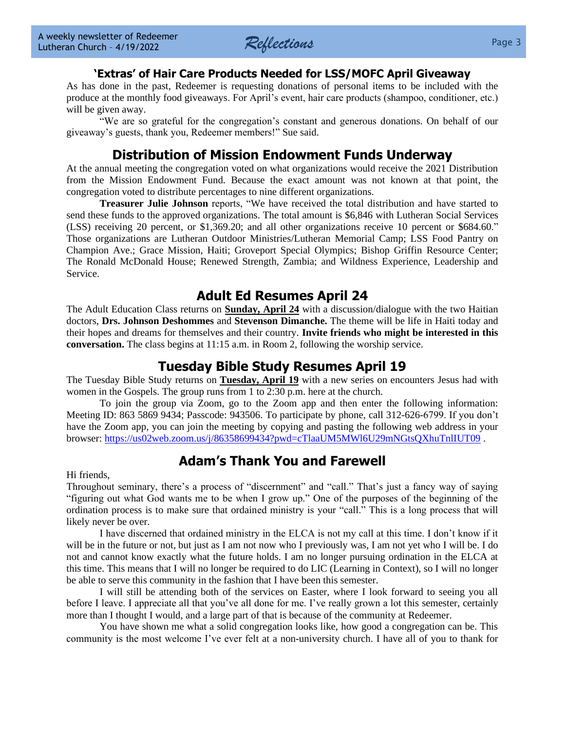## 'Extras' of Hair Care Products Needed for LSS/MOFC April Giveaway

As has done in the past, Redeemer is requesting donations of personal items to be included with the produce at the monthly food giveaways. For April's event, hair care products (shampoo, conditioner, etc.) will be given away.

"We are so grateful for the congregation's constant and generous donations. On behalf of our giveaway's guests, thank you, Redeemer members!" Sue said.

## Distribution of Mission Endowment Funds Underway

At the annual meeting the congregation voted on what organizations would receive the 2021 Distribution from the Mission Endowment Fund. Because the exact amount was not known at that point, the congregation voted to distribute percentages to nine different organizations.

**Treasurer Julie Johnson** reports, "We have received the total distribution and have started to send these funds to the approved organizations. The total amount is $6,846 with Lutheran Social Services (LSS) receiving 20 percent, or $1,369.20; and all other organizations receive 10 percent or $684.60." Those organizations are Lutheran Outdoor Ministries/Lutheran Memorial Camp; LSS Food Pantry on Champion Ave.; Grace Mission, Haiti; Groveport Special Olympics; Bishop Griffin Resource Center; The Ronald McDonald House; Renewed Strength, Zambia; and Wildness Experience, Leadership and Service.

## Adult Ed Resumes April 24

The Adult Education Class returns on **Sunday, April 24** with a discussion/dialogue with the two Haitian doctors, **Drs. Johnson Deshommes** and **Stevenson Dimanche.** The theme will be life in Haiti today and their hopes and dreams for themselves and their country. **Invite friends who might be interested in this conversation.** The class begins at 11:15 a.m. in Room 2, following the worship service.

## Tuesday Bible Study Resumes April 19

The Tuesday Bible Study returns on **Tuesday, April 19** with a new series on encounters Jesus had with women in the Gospels. The group runs from 1 to 2:30 p.m. here at the church.

To join the group via Zoom, go to the Zoom app and then enter the following information: Meeting ID: 863 5869 9434; Passcode: 943506. To participate by phone, call 312-626-6799. If you don't have the Zoom app, you can join the meeting by copying and pasting the following web address in your browser: https://us02web.zoom.us/j/86358699434?pwd=cTlaaUM5MWl6U29mNGtsQXhuTnlIUT09 .

## Adam's Thank You and Farewell

Hi friends,

Throughout seminary, there's a process of "discernment" and "call." That's just a fancy way of saying "figuring out what God wants me to be when I grow up." One of the purposes of the beginning of the ordination process is to make sure that ordained ministry is your "call." This is a long process that will likely never be over.

I have discerned that ordained ministry in the ELCA is not my call at this time. I don't know if it will be in the future or not, but just as I am not now who I previously was, I am not yet who I will be. I do not and cannot know exactly what the future holds. I am no longer pursuing ordination in the ELCA at this time. This means that I will no longer be required to do LIC (Learning in Context), so I will no longer be able to serve this community in the fashion that I have been this semester.

I will still be attending both of the services on Easter, where I look forward to seeing you all before I leave. I appreciate all that you've all done for me. I've really grown a lot this semester, certainly more than I thought I would, and a large part of that is because of the community at Redeemer.

You have shown me what a solid congregation looks like, how good a congregation can be. This community is the most welcome I've ever felt at a non-university church. I have all of you to thank for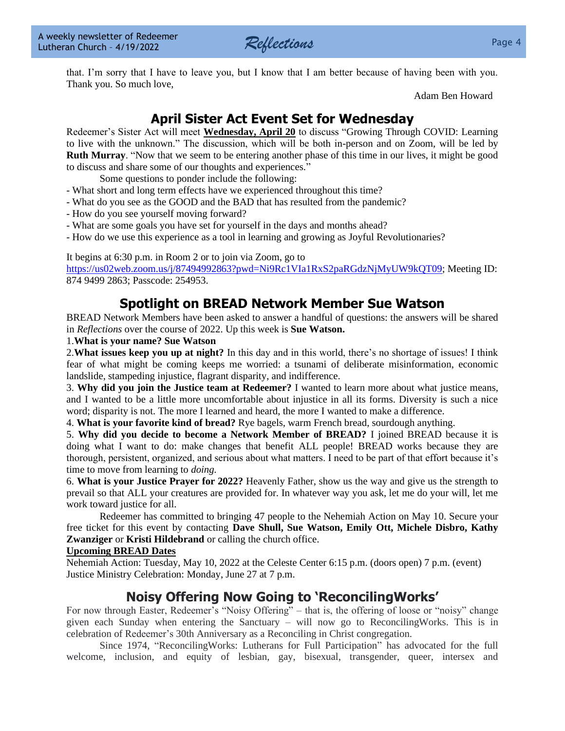that. I'm sorry that I have to leave you, but I know that I am better because of having been with you. Thank you. So much love,

Adam Ben Howard

## April Sister Act Event Set for Wednesday

Redeemer's Sister Act will meet **Wednesday, April 20** to discuss "Growing Through COVID: Learning to live with the unknown." The discussion, which will be both in-person and on Zoom, will be led by **Ruth Murray**. "Now that we seem to be entering another phase of this time in our lives, it might be good to discuss and share some of our thoughts and experiences."

Some questions to ponder include the following:

- What short and long term effects have we experienced throughout this time?
- What do you see as the GOOD and the BAD that has resulted from the pandemic?
- How do you see yourself moving forward?
- What are some goals you have set for yourself in the days and months ahead?
- How do we use this experience as a tool in learning and growing as Joyful Revolutionaries?

It begins at 6:30 p.m. in Room 2 or to join via Zoom, go to https://us02web.zoom.us/j/87494992863?pwd=Ni9Rc1VIa1RxS2paRGdzNjMyUW9kQT09; Meeting ID: 874 9499 2863; Passcode: 254953.

## Spotlight on BREAD Network Member Sue Watson

BREAD Network Members have been asked to answer a handful of questions: the answers will be shared in *Reflections* over the course of 2022. Up this week is **Sue Watson.**

1.**What is your name? Sue Watson**

2.**What issues keep you up at night?** In this day and in this world, there's no shortage of issues! I think fear of what might be coming keeps me worried: a tsunami of deliberate misinformation, economic landslide, stampeding injustice, flagrant disparity, and indifference.

3. **Why did you join the Justice team at Redeemer?** I wanted to learn more about what justice means, and I wanted to be a little more uncomfortable about injustice in all its forms. Diversity is such a nice word; disparity is not. The more I learned and heard, the more I wanted to make a difference.

4. **What is your favorite kind of bread?** Rye bagels, warm French bread, sourdough anything.

5. **Why did you decide to become a Network Member of BREAD?** I joined BREAD because it is doing what I want to do: make changes that benefit ALL people! BREAD works because they are thorough, persistent, organized, and serious about what matters. I need to be part of that effort because it's time to move from learning to *doing.*

6. **What is your Justice Prayer for 2022?** Heavenly Father, show us the way and give us the strength to prevail so that ALL your creatures are provided for. In whatever way you ask, let me do your will, let me work toward justice for all.

Redeemer has committed to bringing 47 people to the Nehemiah Action on May 10. Secure your free ticket for this event by contacting **Dave Shull, Sue Watson, Emily Ott, Michele Disbro, Kathy Zwanziger** or **Kristi Hildebrand** or calling the church office.

**Upcoming BREAD Dates**

Nehemiah Action: Tuesday, May 10, 2022 at the Celeste Center 6:15 p.m. (doors open) 7 p.m. (event)
Justice Ministry Celebration: Monday, June 27 at 7 p.m.

## Noisy Offering Now Going to 'ReconcilingWorks'

For now through Easter, Redeemer's "Noisy Offering" – that is, the offering of loose or "noisy" change given each Sunday when entering the Sanctuary – will now go to ReconcilingWorks. This is in celebration of Redeemer's 30th Anniversary as a Reconciling in Christ congregation.

Since 1974, "ReconcilingWorks: Lutherans for Full Participation" has advocated for the full welcome, inclusion, and equity of lesbian, gay, bisexual, transgender, queer, intersex and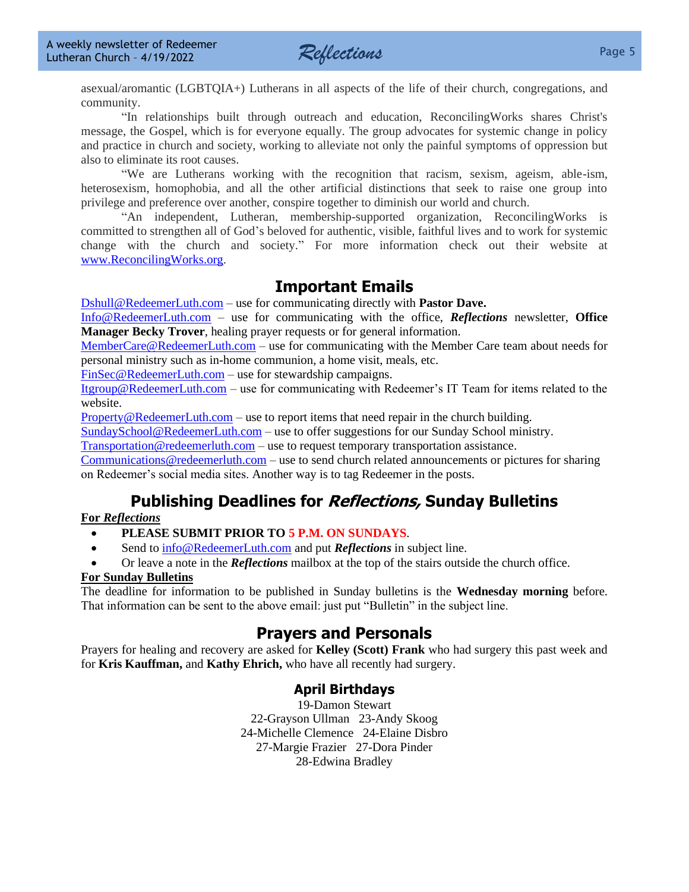asexual/aromantic (LGBTQIA+) Lutherans in all aspects of the life of their church, congregations, and community.

"In relationships built through outreach and education, ReconcilingWorks shares Christ's message, the Gospel, which is for everyone equally. The group advocates for systemic change in policy and practice in church and society, working to alleviate not only the painful symptoms of oppression but also to eliminate its root causes.

"We are Lutherans working with the recognition that racism, sexism, ageism, able-ism, heterosexism, homophobia, and all the other artificial distinctions that seek to raise one group into privilege and preference over another, conspire together to diminish our world and church.

"An independent, Lutheran, membership-supported organization, ReconcilingWorks is committed to strengthen all of God's beloved for authentic, visible, faithful lives and to work for systemic change with the church and society." For more information check out their website at www.ReconcilingWorks.org.

## Important Emails

Dshull@RedeemerLuth.com – use for communicating directly with **Pastor Dave.**
Info@RedeemerLuth.com – use for communicating with the office, ***Reflections*** newsletter, **Office Manager Becky Trover**, healing prayer requests or for general information.
MemberCare@RedeemerLuth.com – use for communicating with the Member Care team about needs for personal ministry such as in-home communion, a home visit, meals, etc.
FinSec@RedeemerLuth.com – use for stewardship campaigns.
Itgroup@RedeemerLuth.com – use for communicating with Redeemer's IT Team for items related to the website.
Property@RedeemerLuth.com – use to report items that need repair in the church building.
SundaySchool@RedeemerLuth.com – use to offer suggestions for our Sunday School ministry.
Transportation@redeemerluth.com – use to request temporary transportation assistance.
Communications@redeemerluth.com – use to send church related announcements or pictures for sharing on Redeemer's social media sites. Another way is to tag Redeemer in the posts.

## Publishing Deadlines for *Reflections,* Sunday Bulletins

**For *Reflections***

- **PLEASE SUBMIT PRIOR TO 5 P.M. ON SUNDAYS**.
- Send to info@RedeemerLuth.com and put ***Reflections*** in subject line.
- Or leave a note in the ***Reflections*** mailbox at the top of the stairs outside the church office.

**For Sunday Bulletins**

The deadline for information to be published in Sunday bulletins is the **Wednesday morning** before. That information can be sent to the above email: just put "Bulletin" in the subject line.

## Prayers and Personals

Prayers for healing and recovery are asked for **Kelley (Scott) Frank** who had surgery this past week and for **Kris Kauffman,** and **Kathy Ehrich,** who have all recently had surgery.

### April Birthdays

19-Damon Stewart
22-Grayson Ullman 23-Andy Skoog
24-Michelle Clemence 24-Elaine Disbro
27-Margie Frazier 27-Dora Pinder
28-Edwina Bradley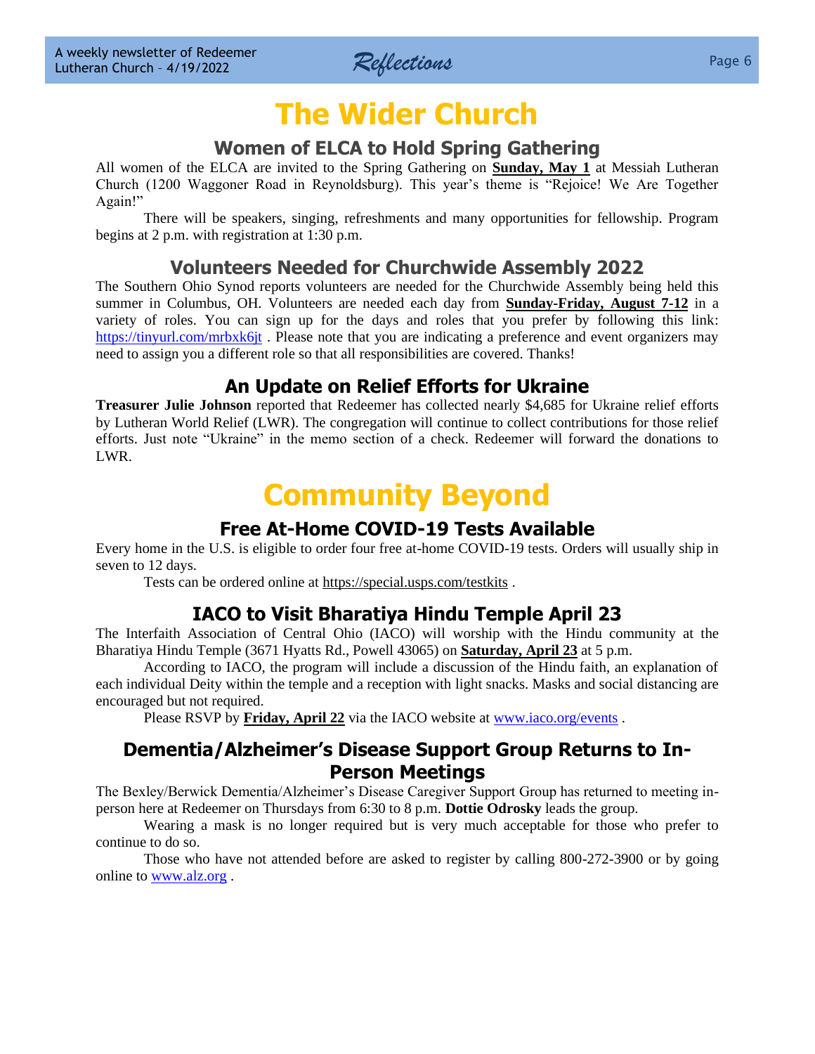# The Wider Church

## Women of ELCA to Hold Spring Gathering

All women of the ELCA are invited to the Spring Gathering on **Sunday, May 1** at Messiah Lutheran Church (1200 Waggoner Road in Reynoldsburg). This year's theme is "Rejoice! We Are Together Again!"

There will be speakers, singing, refreshments and many opportunities for fellowship. Program begins at 2 p.m. with registration at 1:30 p.m.

## Volunteers Needed for Churchwide Assembly 2022

The Southern Ohio Synod reports volunteers are needed for the Churchwide Assembly being held this summer in Columbus, OH. Volunteers are needed each day from **Sunday-Friday, August 7-12** in a variety of roles. You can sign up for the days and roles that you prefer by following this link: https://tinyurl.com/mrbxk6jt . Please note that you are indicating a preference and event organizers may need to assign you a different role so that all responsibilities are covered. Thanks!

## An Update on Relief Efforts for Ukraine

**Treasurer Julie Johnson** reported that Redeemer has collected nearly $4,685 for Ukraine relief efforts by Lutheran World Relief (LWR). The congregation will continue to collect contributions for those relief efforts. Just note "Ukraine" in the memo section of a check. Redeemer will forward the donations to LWR.

# Community Beyond

## Free At-Home COVID-19 Tests Available

Every home in the U.S. is eligible to order four free at-home COVID-19 tests. Orders will usually ship in seven to 12 days.

Tests can be ordered online at https://special.usps.com/testkits .

## IACO to Visit Bharatiya Hindu Temple April 23

The Interfaith Association of Central Ohio (IACO) will worship with the Hindu community at the Bharatiya Hindu Temple (3671 Hyatts Rd., Powell 43065) on **Saturday, April 23** at 5 p.m.

According to IACO, the program will include a discussion of the Hindu faith, an explanation of each individual Deity within the temple and a reception with light snacks. Masks and social distancing are encouraged but not required.

Please RSVP by **Friday, April 22** via the IACO website at www.iaco.org/events .

## Dementia/Alzheimer's Disease Support Group Returns to In-Person Meetings

The Bexley/Berwick Dementia/Alzheimer's Disease Caregiver Support Group has returned to meeting in-person here at Redeemer on Thursdays from 6:30 to 8 p.m. **Dottie Odrosky** leads the group.

Wearing a mask is no longer required but is very much acceptable for those who prefer to continue to do so.

Those who have not attended before are asked to register by calling 800-272-3900 or by going online to www.alz.org .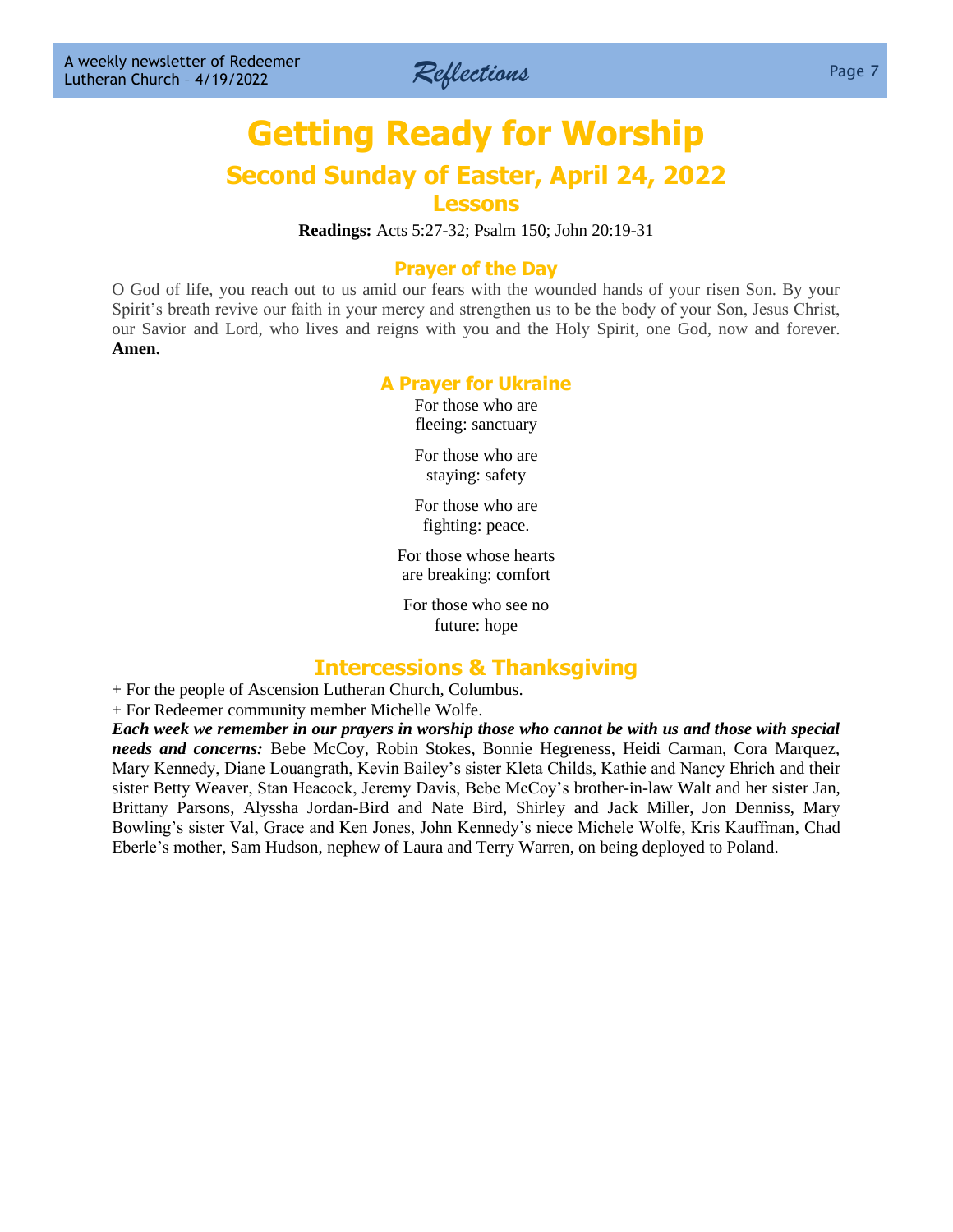# Getting Ready for Worship

## Second Sunday of Easter, April 24, 2022

### Lessons

**Readings:** Acts 5:27-32; Psalm 150; John 20:19-31

### Prayer of the Day

O God of life, you reach out to us amid our fears with the wounded hands of your risen Son. By your Spirit's breath revive our faith in your mercy and strengthen us to be the body of your Son, Jesus Christ, our Savior and Lord, who lives and reigns with you and the Holy Spirit, one God, now and forever. **Amen.**

### A Prayer for Ukraine

For those who are
fleeing: sanctuary

For those who are
staying: safety

For those who are
fighting: peace.

For those whose hearts
are breaking: comfort

For those who see no
future: hope

## Intercessions & Thanksgiving

+ For the people of Ascension Lutheran Church, Columbus.
+ For Redeemer community member Michelle Wolfe.

***Each week we remember in our prayers in worship those who cannot be with us and those with special needs and concerns:*** Bebe McCoy, Robin Stokes, Bonnie Hegreness, Heidi Carman, Cora Marquez, Mary Kennedy, Diane Louangrath, Kevin Bailey's sister Kleta Childs, Kathie and Nancy Ehrich and their sister Betty Weaver, Stan Heacock, Jeremy Davis, Bebe McCoy's brother-in-law Walt and her sister Jan, Brittany Parsons, Alyssha Jordan-Bird and Nate Bird, Shirley and Jack Miller, Jon Denniss, Mary Bowling's sister Val, Grace and Ken Jones, John Kennedy's niece Michele Wolfe, Kris Kauffman, Chad Eberle's mother, Sam Hudson, nephew of Laura and Terry Warren, on being deployed to Poland.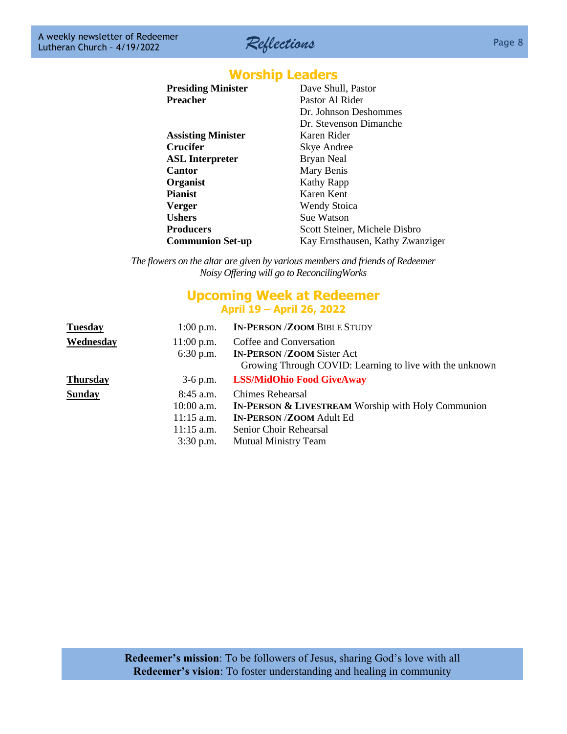## Worship Leaders

| | |
|---|---|
| **Presiding Minister** | Dave Shull, Pastor |
| **Preacher** | Pastor Al Rider |
| | Dr. Johnson Deshommes |
| | Dr. Stevenson Dimanche |
| **Assisting Minister** | Karen Rider |
| **Crucifer** | Skye Andree |
| **ASL Interpreter** | Bryan Neal |
| **Cantor** | Mary Benis |
| **Organist** | Kathy Rapp |
| **Pianist** | Karen Kent |
| **Verger** | Wendy Stoica |
| **Ushers** | Sue Watson |
| **Producers** | Scott Steiner, Michele Disbro |
| **Communion Set-up** | Kay Ernsthausen, Kathy Zwanziger |

*The flowers on the altar are given by various members and friends of Redeemer*
*Noisy Offering will go to ReconcilingWorks*

## Upcoming Week at Redeemer

### April 19 – April 26, 2022

| | | |
|---|---|---|
| **Tuesday** | 1:00 p.m. | **IN-PERSON /ZOOM** BIBLE STUDY |
| **Wednesday** | 11:00 p.m. | Coffee and Conversation |
| | 6:30 p.m. | **IN-PERSON /ZOOM** Sister Act<br>Growing Through COVID: Learning to live with the unknown |
| **Thursday** | 3-6 p.m. | **LSS/MidOhio Food GiveAway** |
| **Sunday** | 8:45 a.m. | Chimes Rehearsal |
| | 10:00 a.m. | **IN-PERSON & LIVESTREAM** Worship with Holy Communion |
| | 11:15 a.m. | **IN-PERSON /ZOOM** Adult Ed |
| | 11:15 a.m. | Senior Choir Rehearsal |
| | 3:30 p.m. | Mutual Ministry Team |

**Redeemer's mission**: To be followers of Jesus, sharing God's love with all
**Redeemer's vision**: To foster understanding and healing in community